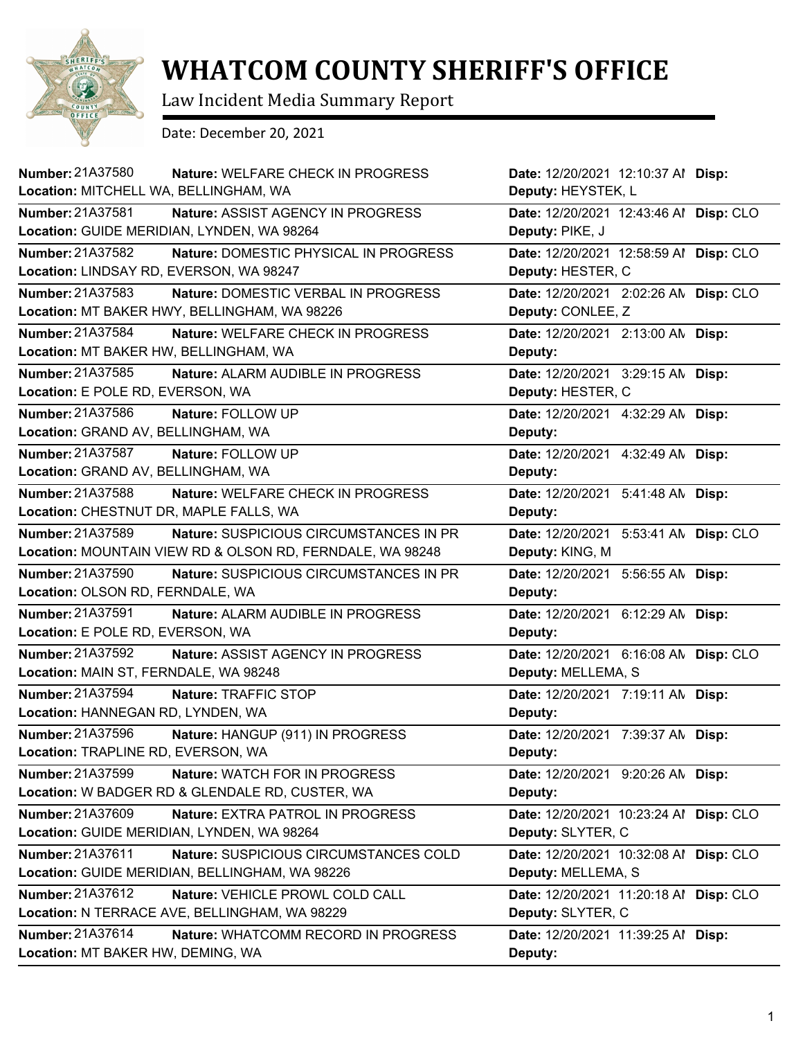# WHATCOM COUNTY SHERIFF'S OFFICE

Law Incident Media Summary Report

Date: December 20, 2021

| Number | Nature | Location | Date | Deputy | Disp |
|---|---|---|---|---|---|
| 21A37580 | WELFARE CHECK IN PROGRESS | MITCHELL WA, BELLINGHAM, WA | 12/20/2021 12:10:37 AM | HEYSTEK, L | |
| 21A37581 | ASSIST AGENCY IN PROGRESS | GUIDE MERIDIAN, LYNDEN, WA 98264 | 12/20/2021 12:43:46 AM | PIKE, J | CLO |
| 21A37582 | DOMESTIC PHYSICAL IN PROGRESS | LINDSAY RD, EVERSON, WA 98247 | 12/20/2021 12:58:59 AM | HESTER, C | CLO |
| 21A37583 | DOMESTIC VERBAL IN PROGRESS | MT BAKER HWY, BELLINGHAM, WA 98226 | 12/20/2021 2:02:26 AM | CONLEE, Z | CLO |
| 21A37584 | WELFARE CHECK IN PROGRESS | MT BAKER HW, BELLINGHAM, WA | 12/20/2021 2:13:00 AM | | |
| 21A37585 | ALARM AUDIBLE IN PROGRESS | E POLE RD, EVERSON, WA | 12/20/2021 3:29:15 AM | HESTER, C | |
| 21A37586 | FOLLOW UP | GRAND AV, BELLINGHAM, WA | 12/20/2021 4:32:29 AM | | |
| 21A37587 | FOLLOW UP | GRAND AV, BELLINGHAM, WA | 12/20/2021 4:32:49 AM | | |
| 21A37588 | WELFARE CHECK IN PROGRESS | CHESTNUT DR, MAPLE FALLS, WA | 12/20/2021 5:41:48 AM | | |
| 21A37589 | SUSPICIOUS CIRCUMSTANCES IN PR | MOUNTAIN VIEW RD & OLSON RD, FERNDALE, WA 98248 | 12/20/2021 5:53:41 AM | KING, M | CLO |
| 21A37590 | SUSPICIOUS CIRCUMSTANCES IN PR | OLSON RD, FERNDALE, WA | 12/20/2021 5:56:55 AM | | |
| 21A37591 | ALARM AUDIBLE IN PROGRESS | E POLE RD, EVERSON, WA | 12/20/2021 6:12:29 AM | | |
| 21A37592 | ASSIST AGENCY IN PROGRESS | MAIN ST, FERNDALE, WA 98248 | 12/20/2021 6:16:08 AM | MELLEMA, S | CLO |
| 21A37594 | TRAFFIC STOP | HANNEGAN RD, LYNDEN, WA | 12/20/2021 7:19:11 AM | | |
| 21A37596 | HANGUP (911) IN PROGRESS | TRAPLINE RD, EVERSON, WA | 12/20/2021 7:39:37 AM | | |
| 21A37599 | WATCH FOR IN PROGRESS | W BADGER RD & GLENDALE RD, CUSTER, WA | 12/20/2021 9:20:26 AM | | |
| 21A37609 | EXTRA PATROL IN PROGRESS | GUIDE MERIDIAN, LYNDEN, WA 98264 | 12/20/2021 10:23:24 AM | SLYTER, C | CLO |
| 21A37611 | SUSPICIOUS CIRCUMSTANCES COLD | GUIDE MERIDIAN, BELLINGHAM, WA 98226 | 12/20/2021 10:32:08 AM | MELLEMA, S | CLO |
| 21A37612 | VEHICLE PROWL COLD CALL | N TERRACE AVE, BELLINGHAM, WA 98229 | 12/20/2021 11:20:18 AM | SLYTER, C | CLO |
| 21A37614 | WHATCOMM RECORD IN PROGRESS | MT BAKER HW, DEMING, WA | 12/20/2021 11:39:25 AM | | |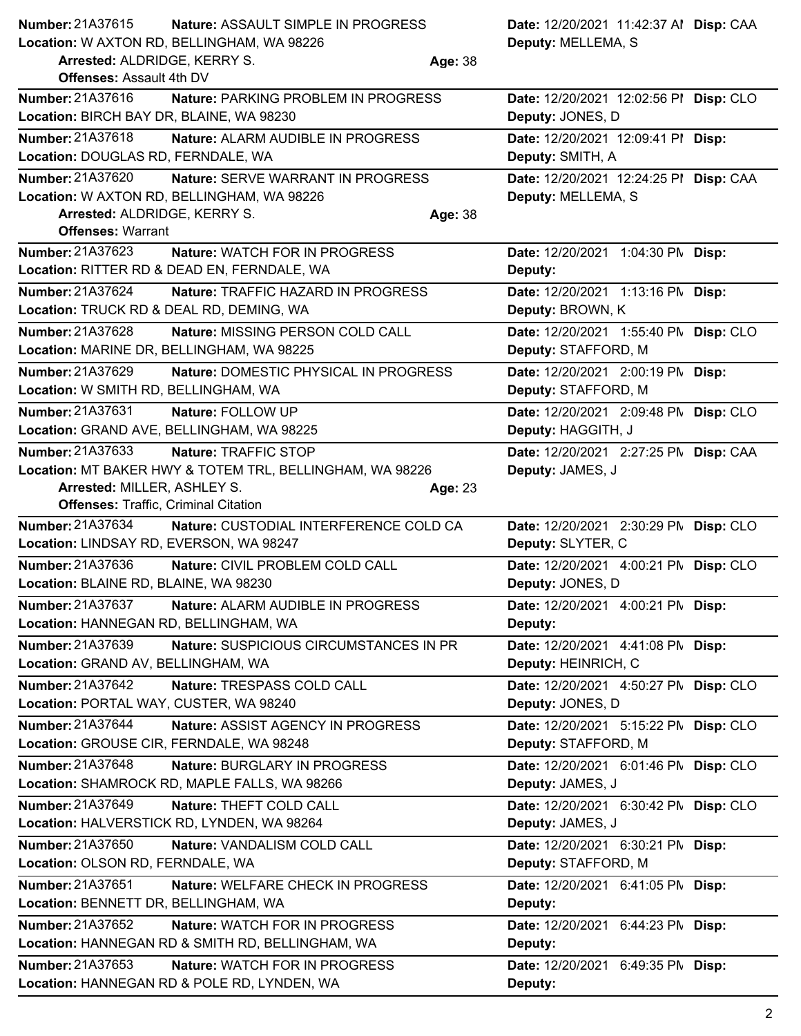**Number:** 21A37615 **Nature:** ASSAULT SIMPLE IN PROGRESS **Date:** 12/20/2021 11:42:37 AI **Disp:** CAA
**Location:** W AXTON RD, BELLINGHAM, WA 98226 **Deputy:** MELLEMA, S
**Arrested:** ALDRIDGE, KERRY S. **Age:** 38
**Offenses:** Assault 4th DV

---

**Number:** 21A37616 **Nature:** PARKING PROBLEM IN PROGRESS **Date:** 12/20/2021 12:02:56 PI **Disp:** CLO
**Location:** BIRCH BAY DR, BLAINE, WA 98230 **Deputy:** JONES, D

---

**Number:** 21A37618 **Nature:** ALARM AUDIBLE IN PROGRESS **Date:** 12/20/2021 12:09:41 PI **Disp:**
**Location:** DOUGLAS RD, FERNDALE, WA **Deputy:** SMITH, A

---

**Number:** 21A37620 **Nature:** SERVE WARRANT IN PROGRESS **Date:** 12/20/2021 12:24:25 PI **Disp:** CAA
**Location:** W AXTON RD, BELLINGHAM, WA 98226 **Deputy:** MELLEMA, S
**Arrested:** ALDRIDGE, KERRY S. **Age:** 38
**Offenses:** Warrant

---

**Number:** 21A37623 **Nature:** WATCH FOR IN PROGRESS **Date:** 12/20/2021 1:04:30 PM **Disp:**
**Location:** RITTER RD & DEAD EN, FERNDALE, WA **Deputy:**

---

**Number:** 21A37624 **Nature:** TRAFFIC HAZARD IN PROGRESS **Date:** 12/20/2021 1:13:16 PM **Disp:**
**Location:** TRUCK RD & DEAL RD, DEMING, WA **Deputy:** BROWN, K

---

**Number:** 21A37628 **Nature:** MISSING PERSON COLD CALL **Date:** 12/20/2021 1:55:40 PM **Disp:** CLO
**Location:** MARINE DR, BELLINGHAM, WA 98225 **Deputy:** STAFFORD, M

---

**Number:** 21A37629 **Nature:** DOMESTIC PHYSICAL IN PROGRESS **Date:** 12/20/2021 2:00:19 PM **Disp:**
**Location:** W SMITH RD, BELLINGHAM, WA **Deputy:** STAFFORD, M

---

**Number:** 21A37631 **Nature:** FOLLOW UP **Date:** 12/20/2021 2:09:48 PM **Disp:** CLO
**Location:** GRAND AVE, BELLINGHAM, WA 98225 **Deputy:** HAGGITH, J

---

**Number:** 21A37633 **Nature:** TRAFFIC STOP **Date:** 12/20/2021 2:27:25 PM **Disp:** CAA
**Location:** MT BAKER HWY & TOTEM TRL, BELLINGHAM, WA 98226 **Deputy:** JAMES, J
**Arrested:** MILLER, ASHLEY S. **Age:** 23
**Offenses:** Traffic, Criminal Citation

---

**Number:** 21A37634 **Nature:** CUSTODIAL INTERFERENCE COLD CA **Date:** 12/20/2021 2:30:29 PM **Disp:** CLO
**Location:** LINDSAY RD, EVERSON, WA 98247 **Deputy:** SLYTER, C

---

**Number:** 21A37636 **Nature:** CIVIL PROBLEM COLD CALL **Date:** 12/20/2021 4:00:21 PM **Disp:** CLO
**Location:** BLAINE RD, BLAINE, WA 98230 **Deputy:** JONES, D

---

**Number:** 21A37637 **Nature:** ALARM AUDIBLE IN PROGRESS **Date:** 12/20/2021 4:00:21 PM **Disp:**
**Location:** HANNEGAN RD, BELLINGHAM, WA **Deputy:**

---

**Number:** 21A37639 **Nature:** SUSPICIOUS CIRCUMSTANCES IN PR **Date:** 12/20/2021 4:41:08 PM **Disp:**
**Location:** GRAND AV, BELLINGHAM, WA **Deputy:** HEINRICH, C

---

**Number:** 21A37642 **Nature:** TRESPASS COLD CALL **Date:** 12/20/2021 4:50:27 PM **Disp:** CLO
**Location:** PORTAL WAY, CUSTER, WA 98240 **Deputy:** JONES, D

---

**Number:** 21A37644 **Nature:** ASSIST AGENCY IN PROGRESS **Date:** 12/20/2021 5:15:22 PM **Disp:** CLO
**Location:** GROUSE CIR, FERNDALE, WA 98248 **Deputy:** STAFFORD, M

---

**Number:** 21A37648 **Nature:** BURGLARY IN PROGRESS **Date:** 12/20/2021 6:01:46 PM **Disp:** CLO
**Location:** SHAMROCK RD, MAPLE FALLS, WA 98266 **Deputy:** JAMES, J

---

**Number:** 21A37649 **Nature:** THEFT COLD CALL **Date:** 12/20/2021 6:30:42 PM **Disp:** CLO
**Location:** HALVERSTICK RD, LYNDEN, WA 98264 **Deputy:** JAMES, J

---

**Number:** 21A37650 **Nature:** VANDALISM COLD CALL **Date:** 12/20/2021 6:30:21 PM **Disp:**
**Location:** OLSON RD, FERNDALE, WA **Deputy:** STAFFORD, M

---

**Number:** 21A37651 **Nature:** WELFARE CHECK IN PROGRESS **Date:** 12/20/2021 6:41:05 PM **Disp:**
**Location:** BENNETT DR, BELLINGHAM, WA **Deputy:**

---

**Number:** 21A37652 **Nature:** WATCH FOR IN PROGRESS **Date:** 12/20/2021 6:44:23 PM **Disp:**
**Location:** HANNEGAN RD & SMITH RD, BELLINGHAM, WA **Deputy:**

---

**Number:** 21A37653 **Nature:** WATCH FOR IN PROGRESS **Date:** 12/20/2021 6:49:35 PM **Disp:**
**Location:** HANNEGAN RD & POLE RD, LYNDEN, WA **Deputy:**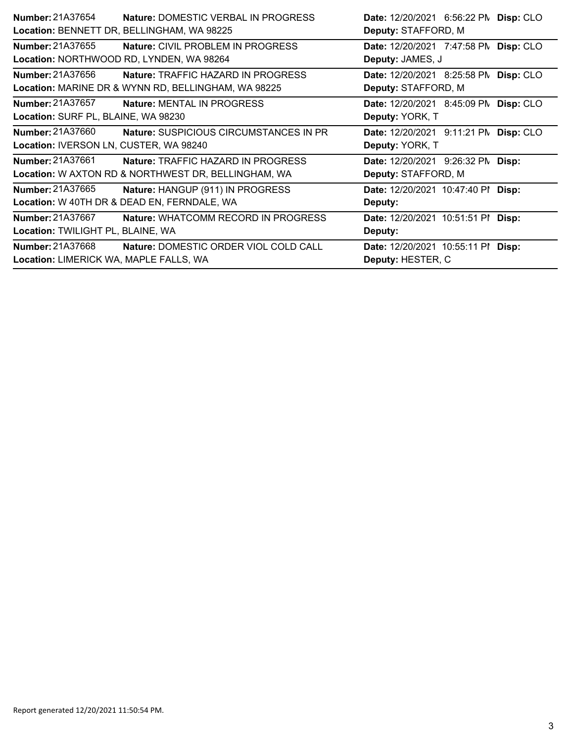**Number:** 21A37654 **Nature:** DOMESTIC VERBAL IN PROGRESS **Date:** 12/20/2021 6:56:22 PM **Disp:** CLO
**Location:** BENNETT DR, BELLINGHAM, WA 98225 **Deputy:** STAFFORD, M

**Number:** 21A37655 **Nature:** CIVIL PROBLEM IN PROGRESS **Date:** 12/20/2021 7:47:58 PM **Disp:** CLO
**Location:** NORTHWOOD RD, LYNDEN, WA 98264 **Deputy:** JAMES, J

**Number:** 21A37656 **Nature:** TRAFFIC HAZARD IN PROGRESS **Date:** 12/20/2021 8:25:58 PM **Disp:** CLO
**Location:** MARINE DR & WYNN RD, BELLINGHAM, WA 98225 **Deputy:** STAFFORD, M

**Number:** 21A37657 **Nature:** MENTAL IN PROGRESS **Date:** 12/20/2021 8:45:09 PM **Disp:** CLO
**Location:** SURF PL, BLAINE, WA 98230 **Deputy:** YORK, T

**Number:** 21A37660 **Nature:** SUSPICIOUS CIRCUMSTANCES IN PR **Date:** 12/20/2021 9:11:21 PM **Disp:** CLO
**Location:** IVERSON LN, CUSTER, WA 98240 **Deputy:** YORK, T

**Number:** 21A37661 **Nature:** TRAFFIC HAZARD IN PROGRESS **Date:** 12/20/2021 9:26:32 PM **Disp:**
**Location:** W AXTON RD & NORTHWEST DR, BELLINGHAM, WA **Deputy:** STAFFORD, M

**Number:** 21A37665 **Nature:** HANGUP (911) IN PROGRESS **Date:** 12/20/2021 10:47:40 PM **Disp:**
**Location:** W 40TH DR & DEAD EN, FERNDALE, WA **Deputy:**

**Number:** 21A37667 **Nature:** WHATCOMM RECORD IN PROGRESS **Date:** 12/20/2021 10:51:51 PM **Disp:**
**Location:** TWILIGHT PL, BLAINE, WA **Deputy:**

**Number:** 21A37668 **Nature:** DOMESTIC ORDER VIOL COLD CALL **Date:** 12/20/2021 10:55:11 PM **Disp:**
**Location:** LIMERICK WA, MAPLE FALLS, WA **Deputy:** HESTER, C

Report generated 12/20/2021 11:50:54 PM.